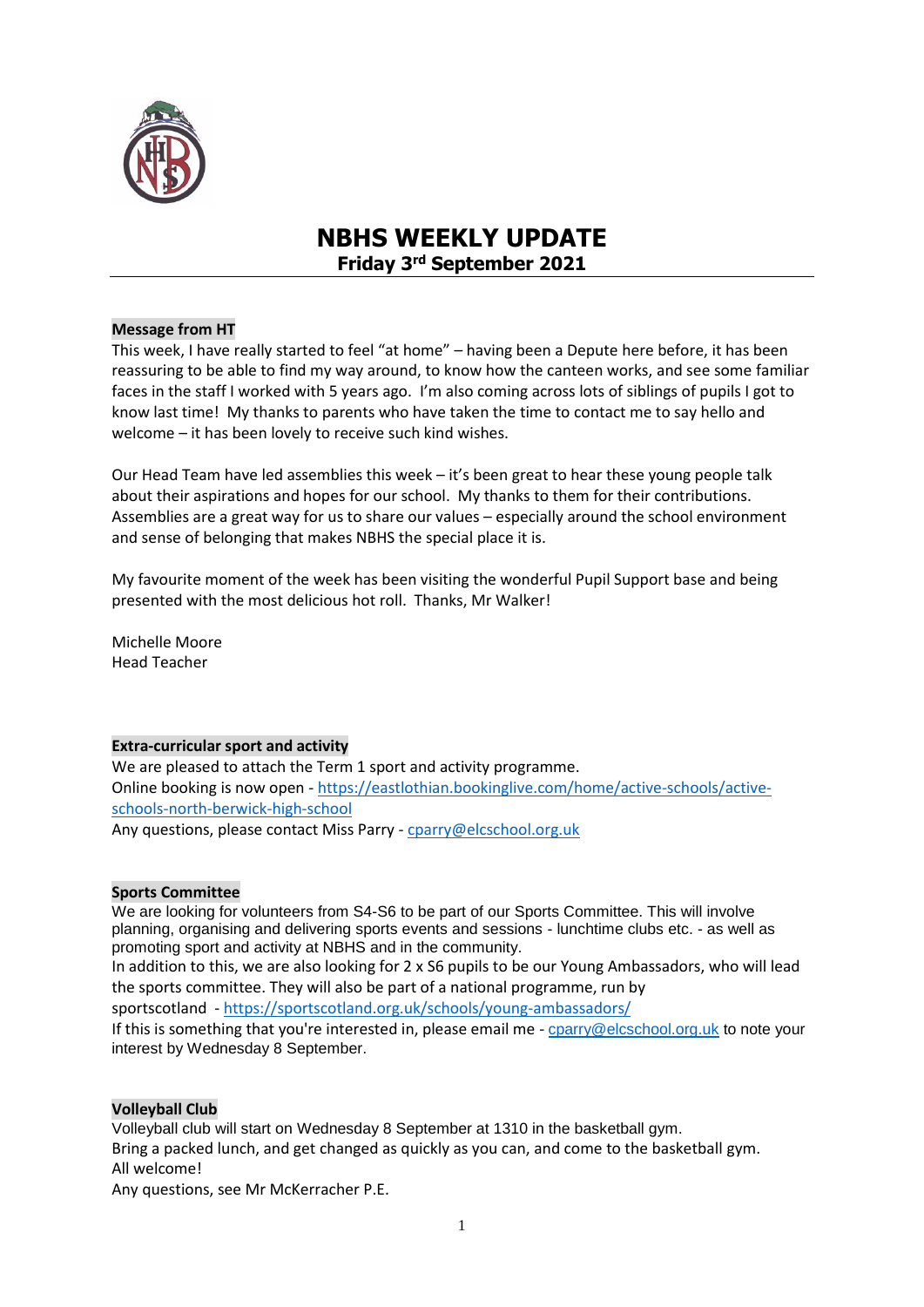# NBHS WEEKLY UPDATE

## Friday 3rd September 2021

**Message from HT**

This week, I have really started to feel "at home" – having been a Depute here before, it has been reassuring to be able to find my way around, to know how the canteen works, and see some familiar faces in the staff I worked with 5 years ago. I'm also coming across lots of siblings of pupils I got to know last time! My thanks to parents who have taken the time to contact me to say hello and welcome – it has been lovely to receive such kind wishes.

Our Head Team have led assemblies this week – it's been great to hear these young people talk about their aspirations and hopes for our school. My thanks to them for their contributions. Assemblies are a great way for us to share our values – especially around the school environment and sense of belonging that makes NBHS the special place it is.

My favourite moment of the week has been visiting the wonderful Pupil Support base and being presented with the most delicious hot roll. Thanks, Mr Walker!

Michelle Moore
Head Teacher

**Extra-curricular sport and activity**

We are pleased to attach the Term 1 sport and activity programme.
Online booking is now open - https://eastlothian.bookinglive.com/home/active-schools/active-schools-north-berwick-high-school
Any questions, please contact Miss Parry - cparry@elcschool.org.uk

**Sports Committee**

We are looking for volunteers from S4-S6 to be part of our Sports Committee. This will involve planning, organising and delivering sports events and sessions - lunchtime clubs etc. - as well as promoting sport and activity at NBHS and in the community.
In addition to this, we are also looking for 2 x S6 pupils to be our Young Ambassadors, who will lead the sports committee. They will also be part of a national programme, run by sportscotland - https://sportscotland.org.uk/schools/young-ambassadors/
If this is something that you're interested in, please email me - cparry@elcschool.org.uk to note your interest by Wednesday 8 September.

**Volleyball Club**

Volleyball club will start on Wednesday 8 September at 1310 in the basketball gym.
Bring a packed lunch, and get changed as quickly as you can, and come to the basketball gym.
All welcome!
Any questions, see Mr McKerracher P.E.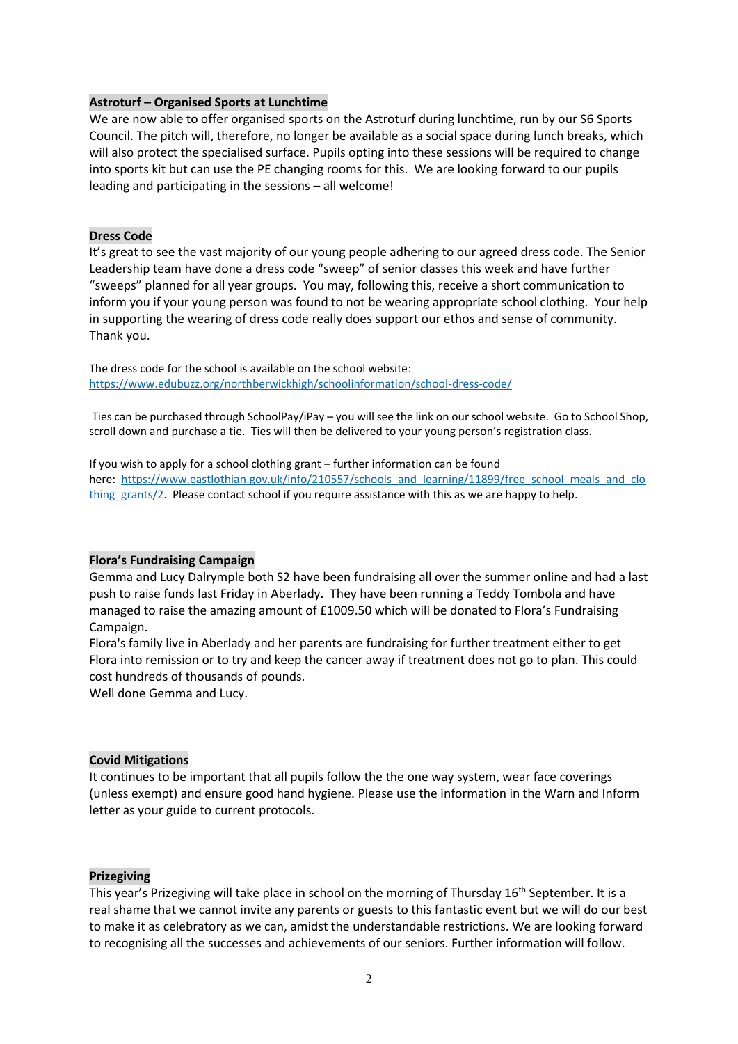**Astroturf – Organised Sports at Lunchtime**

We are now able to offer organised sports on the Astroturf during lunchtime, run by our S6 Sports Council. The pitch will, therefore, no longer be available as a social space during lunch breaks, which will also protect the specialised surface. Pupils opting into these sessions will be required to change into sports kit but can use the PE changing rooms for this. We are looking forward to our pupils leading and participating in the sessions – all welcome!

**Dress Code**

It's great to see the vast majority of our young people adhering to our agreed dress code. The Senior Leadership team have done a dress code "sweep" of senior classes this week and have further "sweeps" planned for all year groups. You may, following this, receive a short communication to inform you if your young person was found to not be wearing appropriate school clothing. Your help in supporting the wearing of dress code really does support our ethos and sense of community. Thank you.

The dress code for the school is available on the school website: https://www.edubuzz.org/northberwickhigh/schoolinformation/school-dress-code/

Ties can be purchased through SchoolPay/iPay – you will see the link on our school website. Go to School Shop, scroll down and purchase a tie. Ties will then be delivered to your young person's registration class.

If you wish to apply for a school clothing grant – further information can be found here: https://www.eastlothian.gov.uk/info/210557/schools_and_learning/11899/free_school_meals_and_clothing_grants/2. Please contact school if you require assistance with this as we are happy to help.

**Flora's Fundraising Campaign**

Gemma and Lucy Dalrymple both S2 have been fundraising all over the summer online and had a last push to raise funds last Friday in Aberlady. They have been running a Teddy Tombola and have managed to raise the amazing amount of £1009.50 which will be donated to Flora's Fundraising Campaign.

Flora's family live in Aberlady and her parents are fundraising for further treatment either to get Flora into remission or to try and keep the cancer away if treatment does not go to plan. This could cost hundreds of thousands of pounds.

Well done Gemma and Lucy.

**Covid Mitigations**

It continues to be important that all pupils follow the the one way system, wear face coverings (unless exempt) and ensure good hand hygiene. Please use the information in the Warn and Inform letter as your guide to current protocols.

**Prizegiving**

This year's Prizegiving will take place in school on the morning of Thursday 16th September. It is a real shame that we cannot invite any parents or guests to this fantastic event but we will do our best to make it as celebratory as we can, amidst the understandable restrictions. We are looking forward to recognising all the successes and achievements of our seniors. Further information will follow.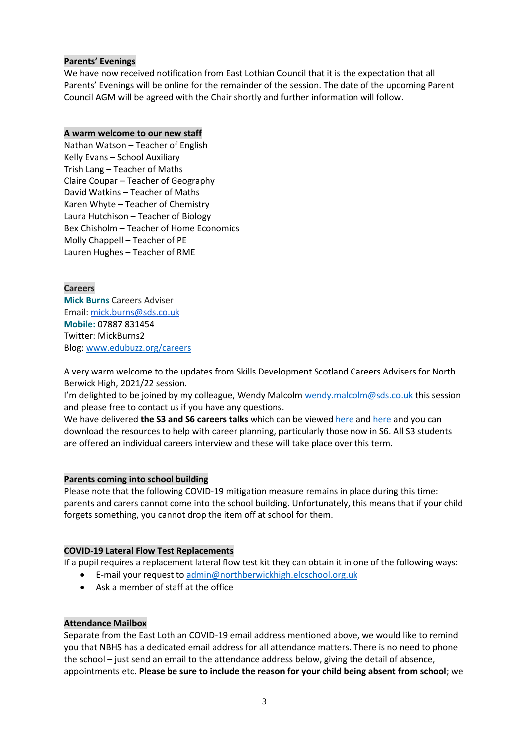**Parents' Evenings**

We have now received notification from East Lothian Council that it is the expectation that all Parents' Evenings will be online for the remainder of the session. The date of the upcoming Parent Council AGM will be agreed with the Chair shortly and further information will follow.

**A warm welcome to our new staff**

Nathan Watson – Teacher of English
Kelly Evans – School Auxiliary
Trish Lang – Teacher of Maths
Claire Coupar – Teacher of Geography
David Watkins – Teacher of Maths
Karen Whyte – Teacher of Chemistry
Laura Hutchison – Teacher of Biology
Bex Chisholm – Teacher of Home Economics
Molly Chappell – Teacher of PE
Lauren Hughes – Teacher of RME

**Careers**

**Mick Burns** Careers Adviser
Email: mick.burns@sds.co.uk
**Mobile:** 07887 831454
Twitter: MickBurns2
Blog: www.edubuzz.org/careers

A very warm welcome to the updates from Skills Development Scotland Careers Advisers for North Berwick High, 2021/22 session.

I'm delighted to be joined by my colleague, Wendy Malcolm wendy.malcolm@sds.co.uk this session and please free to contact us if you have any questions.

We have delivered **the S3 and S6 careers talks** which can be viewed here and here and you can download the resources to help with career planning, particularly those now in S6. All S3 students are offered an individual careers interview and these will take place over this term.

**Parents coming into school building**

Please note that the following COVID-19 mitigation measure remains in place during this time: parents and carers cannot come into the school building. Unfortunately, this means that if your child forgets something, you cannot drop the item off at school for them.

**COVID-19 Lateral Flow Test Replacements**

If a pupil requires a replacement lateral flow test kit they can obtain it in one of the following ways:

- E-mail your request to admin@northberwickhigh.elcschool.org.uk
- Ask a member of staff at the office

**Attendance Mailbox**

Separate from the East Lothian COVID-19 email address mentioned above, we would like to remind you that NBHS has a dedicated email address for all attendance matters. There is no need to phone the school – just send an email to the attendance address below, giving the detail of absence, appointments etc. **Please be sure to include the reason for your child being absent from school**; we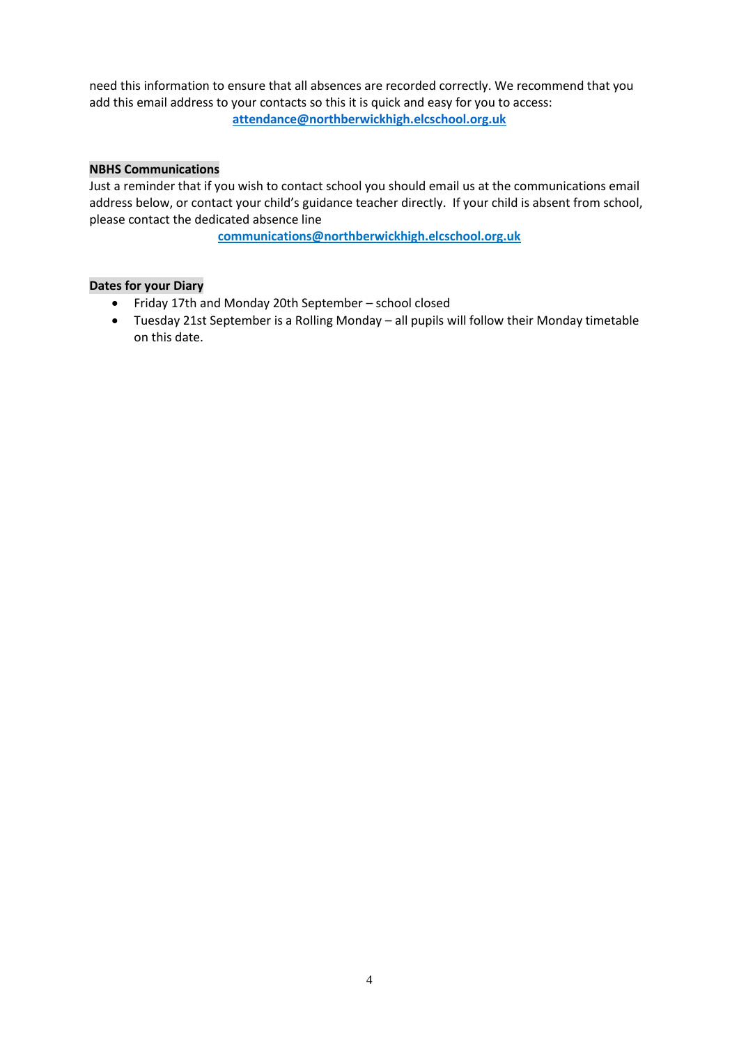need this information to ensure that all absences are recorded correctly. We recommend that you add this email address to your contacts so this it is quick and easy for you to access:

**attendance@northberwickhigh.elcschool.org.uk**

**NBHS Communications**

Just a reminder that if you wish to contact school you should email us at the communications email address below, or contact your child's guidance teacher directly. If your child is absent from school, please contact the dedicated absence line

**communications@northberwickhigh.elcschool.org.uk**

**Dates for your Diary**

- Friday 17th and Monday 20th September – school closed
- Tuesday 21st September is a Rolling Monday – all pupils will follow their Monday timetable on this date.